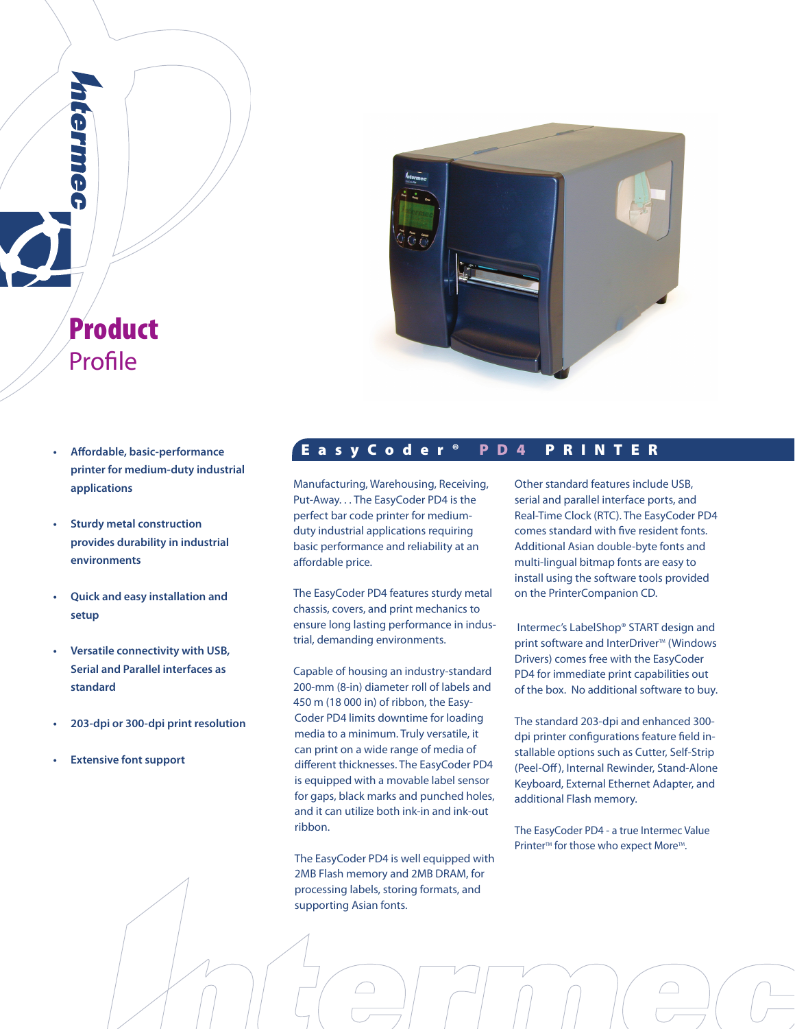# Product Profile

- Affordable, basic-performance printer for medium-duty industrial applications
- Sturdy metal construction provides durability in industrial environments
- Quick and easy installation and setup
- Versatile connectivity with USB, Serial and Parallel interfaces as standard
- 203-dpi or 300-dpi print resolution
- Extensive font support

## EasyCoder® PD4 PRINTER

Manufacturing, Warehousing, Receiving, Put-Away. . . The EasyCoder PD4 is the perfect bar code printer for medium-duty industrial applications requiring basic performance and reliability at an affordable price.

The EasyCoder PD4 features sturdy metal chassis, covers, and print mechanics to ensure long lasting performance in industrial, demanding environments.

Capable of housing an industry-standard 200-mm (8-in) diameter roll of labels and 450 m (18 000 in) of ribbon, the EasyCoder PD4 limits downtime for loading media to a minimum. Truly versatile, it can print on a wide range of media of different thicknesses. The EasyCoder PD4 is equipped with a movable label sensor for gaps, black marks and punched holes, and it can utilize both ink-in and ink-out ribbon.

The EasyCoder PD4 is well equipped with 2MB Flash memory and 2MB DRAM, for processing labels, storing formats, and supporting Asian fonts.

Other standard features include USB, serial and parallel interface ports, and Real-Time Clock (RTC). The EasyCoder PD4 comes standard with five resident fonts. Additional Asian double-byte fonts and multi-lingual bitmap fonts are easy to install using the software tools provided on the PrinterCompanion CD.

Intermec's LabelShop® START design and print software and InterDriver™ (Windows Drivers) comes free with the EasyCoder PD4 for immediate print capabilities out of the box. No additional software to buy.

The standard 203-dpi and enhanced 300-dpi printer configurations feature field installable options such as Cutter, Self-Strip (Peel-Off), Internal Rewinder, Stand-Alone Keyboard, External Ethernet Adapter, and additional Flash memory.

The EasyCoder PD4 - a true Intermec Value Printer™ for those who expect More™.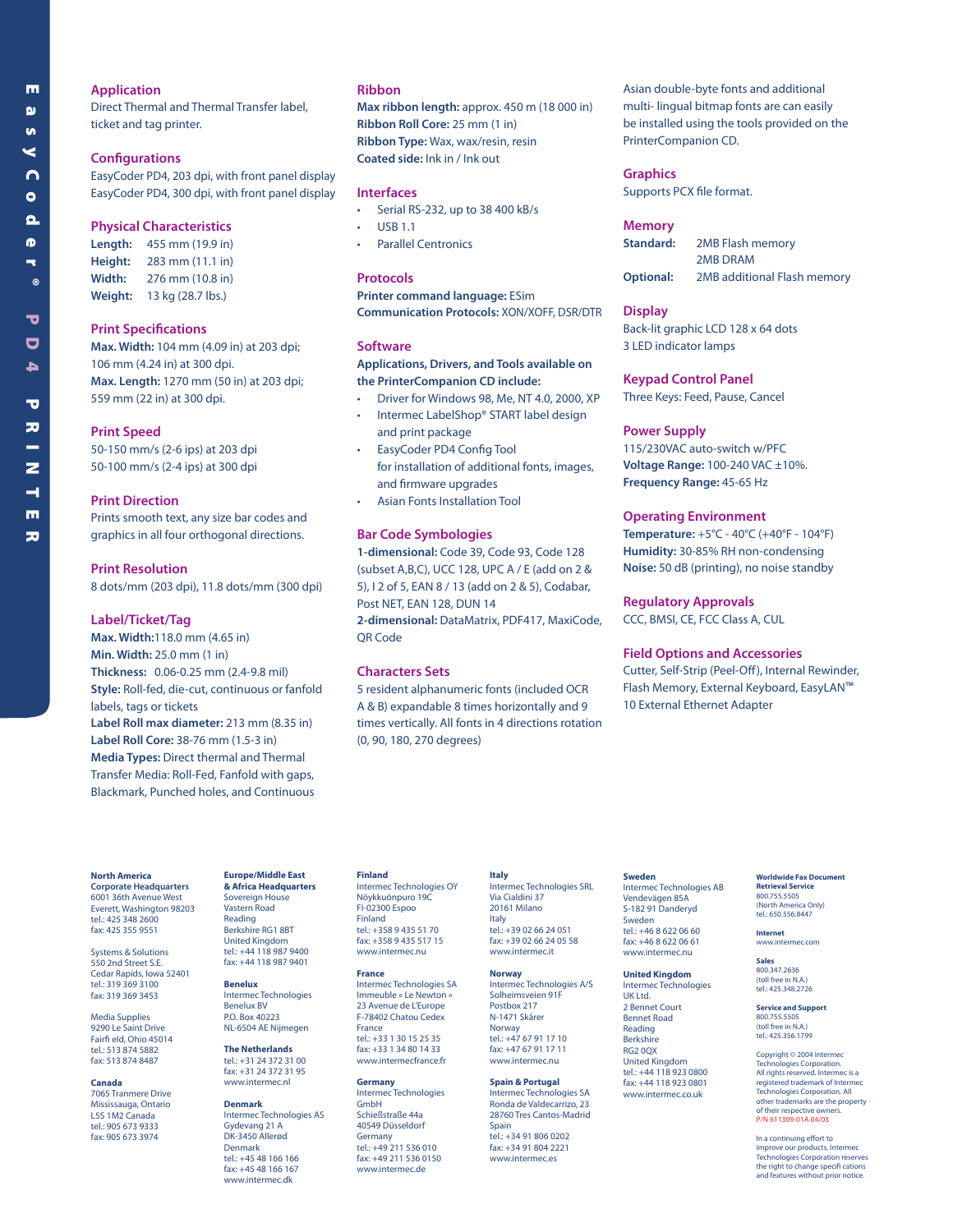## Application

Direct Thermal and Thermal Transfer label, ticket and tag printer.

## Configurations

EasyCoder PD4, 203 dpi, with front panel display
EasyCoder PD4, 300 dpi, with front panel display

## Physical Characteristics

**Length:** 455 mm (19.9 in)
**Height:** 283 mm (11.1 in)
**Width:** 276 mm (10.8 in)
**Weight:** 13 kg (28.7 lbs.)

## Print Specifications

**Max. Width:** 104 mm (4.09 in) at 203 dpi; 106 mm (4.24 in) at 300 dpi.
**Max. Length:** 1270 mm (50 in) at 203 dpi; 559 mm (22 in) at 300 dpi.

## Print Speed

50-150 mm/s (2-6 ips) at 203 dpi
50-100 mm/s (2-4 ips) at 300 dpi

## Print Direction

Prints smooth text, any size bar codes and graphics in all four orthogonal directions.

## Print Resolution

8 dots/mm (203 dpi), 11.8 dots/mm (300 dpi)

## Label/Ticket/Tag

**Max. Width:**118.0 mm (4.65 in)
**Min. Width:** 25.0 mm (1 in)
**Thickness:** 0.06-0.25 mm (2.4-9.8 mil)
**Style:** Roll-fed, die-cut, continuous or fanfold labels, tags or tickets
**Label Roll max diameter:** 213 mm (8.35 in)
**Label Roll Core:** 38-76 mm (1.5-3 in)
**Media Types:** Direct thermal and Thermal Transfer Media: Roll-Fed, Fanfold with gaps, Blackmark, Punched holes, and Continuous

## Ribbon

**Max ribbon length:** approx. 450 m (18 000 in)
**Ribbon Roll Core:** 25 mm (1 in)
**Ribbon Type:** Wax, wax/resin, resin
**Coated side:** Ink in / Ink out

## Interfaces

- Serial RS-232, up to 38 400 kB/s
- USB 1.1
- Parallel Centronics

## Protocols

**Printer command language:** ESim
**Communication Protocols:** XON/XOFF, DSR/DTR

## Software

**Applications, Drivers, and Tools available on the PrinterCompanion CD include:**

- Driver for Windows 98, Me, NT 4.0, 2000, XP
- Intermec LabelShop® START label design and print package
- EasyCoder PD4 Config Tool for installation of additional fonts, images, and firmware upgrades
- Asian Fonts Installation Tool

## Bar Code Symbologies

**1-dimensional:** Code 39, Code 93, Code 128 (subset A,B,C), UCC 128, UPC A / E (add on 2 & 5), I 2 of 5, EAN 8 / 13 (add on 2 & 5), Codabar, Post NET, EAN 128, DUN 14
**2-dimensional:** DataMatrix, PDF417, MaxiCode, QR Code

## Characters Sets

5 resident alphanumeric fonts (included OCR A & B) expandable 8 times horizontally and 9 times vertically. All fonts in 4 directions rotation (0, 90, 180, 270 degrees)

Asian double-byte fonts and additional multi- lingual bitmap fonts are can easily be installed using the tools provided on the PrinterCompanion CD.

## Graphics

Supports PCX file format.

## Memory

**Standard:** 2MB Flash memory
2MB DRAM
**Optional:** 2MB additional Flash memory

## Display

Back-lit graphic LCD 128 x 64 dots
3 LED indicator lamps

## Keypad Control Panel

Three Keys: Feed, Pause, Cancel

## Power Supply

115/230VAC auto-switch w/PFC
**Voltage Range:** 100-240 VAC ±10%.
**Frequency Range:** 45-65 Hz

## Operating Environment

**Temperature:** +5°C - 40°C (+40°F - 104°F)
**Humidity:** 30-85% RH non-condensing
**Noise:** 50 dB (printing), no noise standby

## Regulatory Approvals

CCC, BMSI, CE, FCC Class A, CUL

## Field Options and Accessories

Cutter, Self-Strip (Peel-Off), Internal Rewinder, Flash Memory, External Keyboard, EasyLAN™ 10 External Ethernet Adapter

---

**North America**
**Corporate Headquarters**
6001 36th Avenue West
Everett, Washington 98203
tel.: 425 348 2600
fax: 425 355 9551

Systems & Solutions
550 2nd Street S.E.
Cedar Rapids, Iowa 52401
tel.: 319 369 3100
fax: 319 369 3453

Media Supplies
9290 Le Saint Drive
Fairfi eld, Ohio 45014
tel.: 513 874 5882
fax: 513 874 8487

**Canada**
7065 Tranmere Drive
Mississauga, Ontario
L5S 1M2 Canada
tel.: 905 673 9333
fax: 905 673 3974

**Europe/Middle East & Africa Headquarters**
Sovereign House
Vastern Road
Reading
Berkshire RG1 8BT
United Kingdom
tel.: +44 118 987 9400
fax: +44 118 987 9401

**Benelux**
Intermec Technologies
Benelux BV
P.O. Box 40223
NL-6504 AE Nijmegen

**The Netherlands**
tel.: +31 24 372 31 00
fax: +31 24 372 31 95
www.intermec.nl

**Denmark**
Intermec Technologies AS
Gydevang 21 A
DK-3450 Allerød
Denmark
tel.: +45 48 166 166
fax: +45 48 166 167
www.intermec.dk

**Finland**
Intermec Technologies OY
Nöykkuönpuro 19C
FI-02300 Espoo
Finland
tel.: +358 9 435 51 70
fax: +358 9 435 517 15
www.intermec.nu

**France**
Intermec Technologies SA
Immeuble « Le Newton »
23 Avenue de L'Europe
F-78402 Chatou Cedex
France
tel.: +33 1 30 15 25 35
fax: +33 1 34 80 14 33
www.intermecfrance.fr

**Germany**
Intermec Technologies GmbH
Schießstraße 44a
40549 Düsseldorf
Germany
tel.: +49 211 536 010
fax: +49 211 536 0150
www.intermec.de

**Italy**
Intermec Technologies SRL
Via Cialdini 37
20161 Milano
Italy
tel.: +39 02 66 24 051
fax: +39 02 66 24 05 58
www.intermec.it

**Norway**
Intermec Technologies A/S
Solheimsveien 91F
Postbox 217
N-1471 Skårer
Norway
tel.: +47 67 91 17 10
fax: +47 67 91 17 11
www.intermec.nu

**Spain & Portugal**
Intermec Technologies SA
Ronda de Valdecarrizo, 23
28760 Tres Cantos-Madrid
Spain
tel.: +34 91 806 0202
fax: +34 91 804 2221
www.intermec.es

**Sweden**
Intermec Technologies AB
Vendevägen 85A
S-182 91 Danderyd
Sweden
tel.: +46 8 622 06 60
fax: +46 8 622 06 61
www.intermec.nu

**United Kingdom**
Intermec Technologies UK Ltd.
2 Bennet Court
Bennet Road
Reading
Berkshire
RG2 0QX
United Kingdom
tel.: +44 118 923 0800
fax: +44 118 923 0801
www.intermec.co.uk

**Worldwide Fax Document Retrieval Service**
800.755.5505
(North America Only)
tel.: 650.556.8447

**Internet**
www.intermec.com

**Sales**
800.347.2636
(toll free in N.A.)
tel.: 425.348.2726

**Service and Support**
800.755.5505
(toll free in N.A.)
tel.: 425.356.1799

Copyright © 2004 Intermec Technologies Corporation. All rights reserved. Intermec is a registered trademark of Intermec Technologies Corporation. All other trademarks are the property of their respective owners.
P/N 611309-01A 04/03

In a continuing effort to improve our products, Intermec Technologies Corporation reserves the right to change specifi cations and features without prior notice.